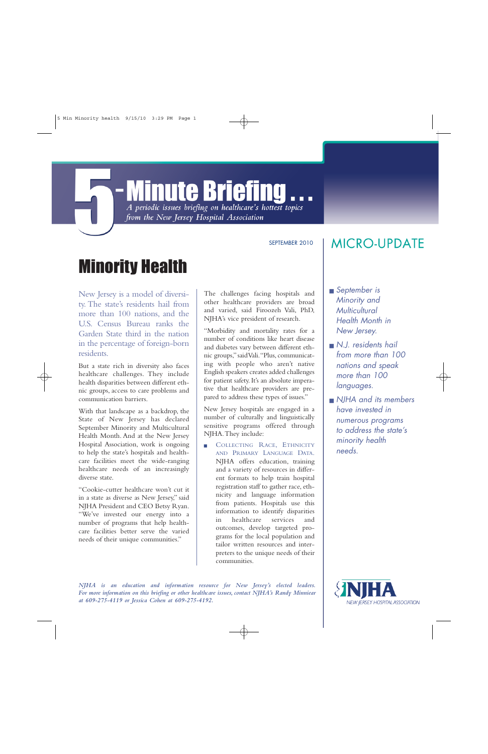# 5-Minute Briefing...

*A periodic issues briefing on healthcare's hottest topics from the New Jersey Hospital Association*

SEPTEMBER 2010

## Minority Health

New Jersey is a model of diversity. The state's residents hail from more than 100 nations, and the U.S. Census Bureau ranks the Garden State third in the nation in the percentage of foreign-born residents.

But a state rich in diversity also faces healthcare challenges. They include health disparities between different ethnic groups, access to care problems and communication barriers.

With that landscape as a backdrop, the State of New Jersey has declared September Minority and Multicultural Health Month. And at the New Jersey Hospital Association, work is ongoing to help the state's hospitals and healthcare facilities meet the wide-ranging healthcare needs of an increasingly diverse state.

"Cookie-cutter healthcare won't cut it in a state as diverse as New Jersey," said NJHA President and CEO Betsy Ryan. "We've invested our energy into a number of programs that help healthcare facilities better serve the varied needs of their unique communities."

The challenges facing hospitals and other healthcare providers are broad and varied, said Firoozeh Vali, PhD, NJHA's vice president of research.

"Morbidity and mortality rates for a number of conditions like heart disease and diabetes vary between different ethnic groups," said Vali. "Plus, communicating with people who aren't native English speakers creates added challenges for patient safety. It's an absolute imperative that healthcare providers are prepared to address these types of issues."

New Jersey hospitals are engaged in a number of culturally and linguistically sensitive programs offered through NJHA. They include:

- **COLLECTING RACE, ETHNICITY AND PRIMARY LANGUAGE DATA.** NJHA offers education, training and a variety of resources in different formats to help train hospital registration staff to gather race, ethnicity and language information from patients. Hospitals use this information to identify disparities in healthcare services and outcomes, develop targeted programs for the local population and tailor written resources and interpreters to the unique needs of their communities.

*NJHA is an education and information resource for New Jersey's elected leaders. For more information on this briefing or other healthcare issues, contact NJHA's Randy Minniear at 609-275-4119 or Jessica Cohen at 609-275-4192.*

## MICRO-UPDATE

- *September is Minority and Multicultural Health Month in New Jersey.*
- *N.J. residents hail from more than 100 nations and speak more than 100 languages.*
- *NJHA and its members have invested in numerous programs to address the state's minority health needs.*

NJHA
NEW JERSEY HOSPITAL ASSOCIATION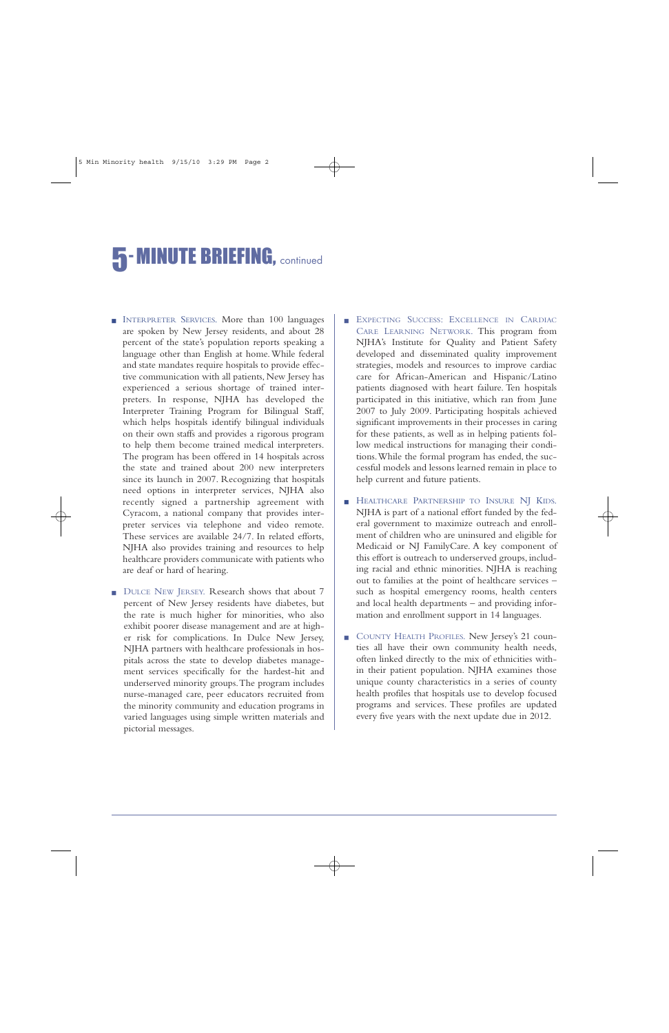# 5- MINUTE BRIEFING, continued

- **Interpreter Services.** More than 100 languages are spoken by New Jersey residents, and about 28 percent of the state's population reports speaking a language other than English at home. While federal and state mandates require hospitals to provide effective communication with all patients, New Jersey has experienced a serious shortage of trained interpreters. In response, NJHA has developed the Interpreter Training Program for Bilingual Staff, which helps hospitals identify bilingual individuals on their own staffs and provides a rigorous program to help them become trained medical interpreters. The program has been offered in 14 hospitals across the state and trained about 200 new interpreters since its launch in 2007. Recognizing that hospitals need options in interpreter services, NJHA also recently signed a partnership agreement with Cyracom, a national company that provides interpreter services via telephone and video remote. These services are available 24/7. In related efforts, NJHA also provides training and resources to help healthcare providers communicate with patients who are deaf or hard of hearing.

- **Dulce New Jersey.** Research shows that about 7 percent of New Jersey residents have diabetes, but the rate is much higher for minorities, who also exhibit poorer disease management and are at higher risk for complications. In Dulce New Jersey, NJHA partners with healthcare professionals in hospitals across the state to develop diabetes management services specifically for the hardest-hit and underserved minority groups. The program includes nurse-managed care, peer educators recruited from the minority community and education programs in varied languages using simple written materials and pictorial messages.

- **Expecting Success: Excellence in Cardiac Care Learning Network.** This program from NJHA's Institute for Quality and Patient Safety developed and disseminated quality improvement strategies, models and resources to improve cardiac care for African-American and Hispanic/Latino patients diagnosed with heart failure. Ten hospitals participated in this initiative, which ran from June 2007 to July 2009. Participating hospitals achieved significant improvements in their processes in caring for these patients, as well as in helping patients follow medical instructions for managing their conditions. While the formal program has ended, the successful models and lessons learned remain in place to help current and future patients.

- **Healthcare Partnership to Insure NJ Kids.** NJHA is part of a national effort funded by the federal government to maximize outreach and enrollment of children who are uninsured and eligible for Medicaid or NJ FamilyCare. A key component of this effort is outreach to underserved groups, including racial and ethnic minorities. NJHA is reaching out to families at the point of healthcare services – such as hospital emergency rooms, health centers and local health departments – and providing information and enrollment support in 14 languages.

- **County Health Profiles.** New Jersey's 21 counties all have their own community health needs, often linked directly to the mix of ethnicities within their patient population. NJHA examines those unique county characteristics in a series of county health profiles that hospitals use to develop focused programs and services. These profiles are updated every five years with the next update due in 2012.